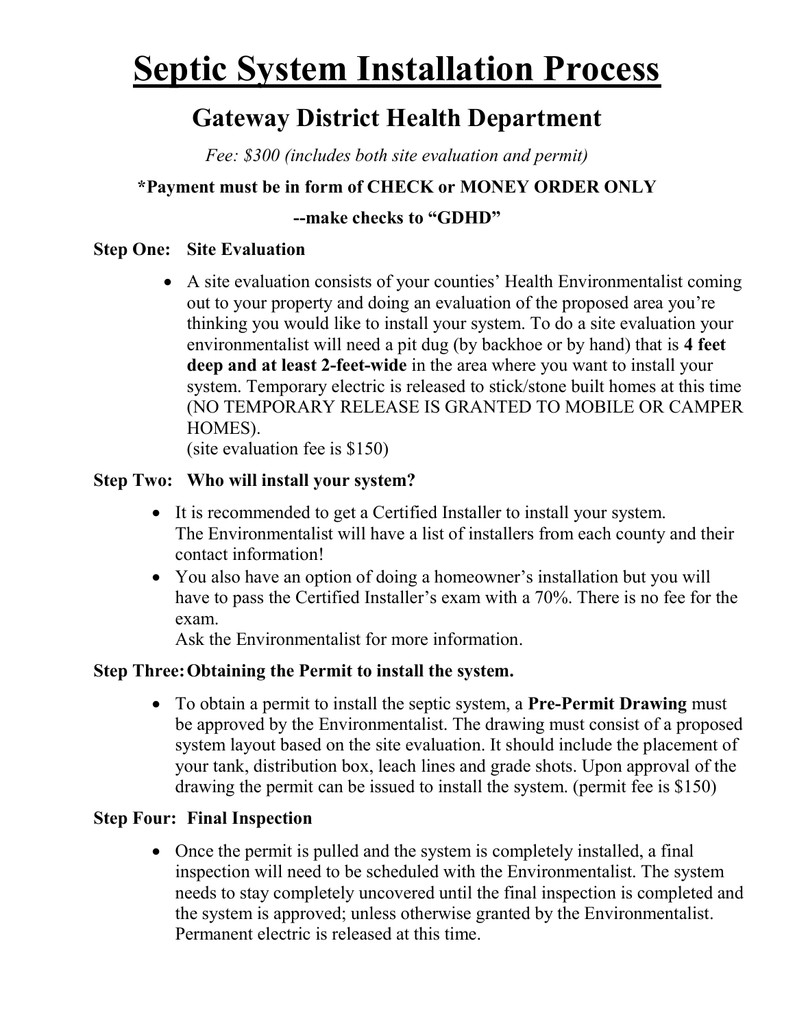# Septic System Installation Process

## Gateway District Health Department

*Fee: $300 (includes both site evaluation and permit)*

**\*Payment must be in form of CHECK or MONEY ORDER ONLY**

**--make checks to "GDHD"**

**Step One: Site Evaluation**

- A site evaluation consists of your counties' Health Environmentalist coming out to your property and doing an evaluation of the proposed area you're thinking you would like to install your system. To do a site evaluation your environmentalist will need a pit dug (by backhoe or by hand) that is **4 feet deep and at least 2-feet-wide** in the area where you want to install your system. Temporary electric is released to stick/stone built homes at this time (NO TEMPORARY RELEASE IS GRANTED TO MOBILE OR CAMPER HOMES).
  (site evaluation fee is $150)

**Step Two: Who will install your system?**

- It is recommended to get a Certified Installer to install your system.
  The Environmentalist will have a list of installers from each county and their contact information!
- You also have an option of doing a homeowner's installation but you will have to pass the Certified Installer's exam with a 70%. There is no fee for the exam.
  Ask the Environmentalist for more information.

**Step Three: Obtaining the Permit to install the system.**

- To obtain a permit to install the septic system, a **Pre-Permit Drawing** must be approved by the Environmentalist. The drawing must consist of a proposed system layout based on the site evaluation. It should include the placement of your tank, distribution box, leach lines and grade shots. Upon approval of the drawing the permit can be issued to install the system. (permit fee is $150)

**Step Four: Final Inspection**

- Once the permit is pulled and the system is completely installed, a final inspection will need to be scheduled with the Environmentalist. The system needs to stay completely uncovered until the final inspection is completed and the system is approved; unless otherwise granted by the Environmentalist. Permanent electric is released at this time.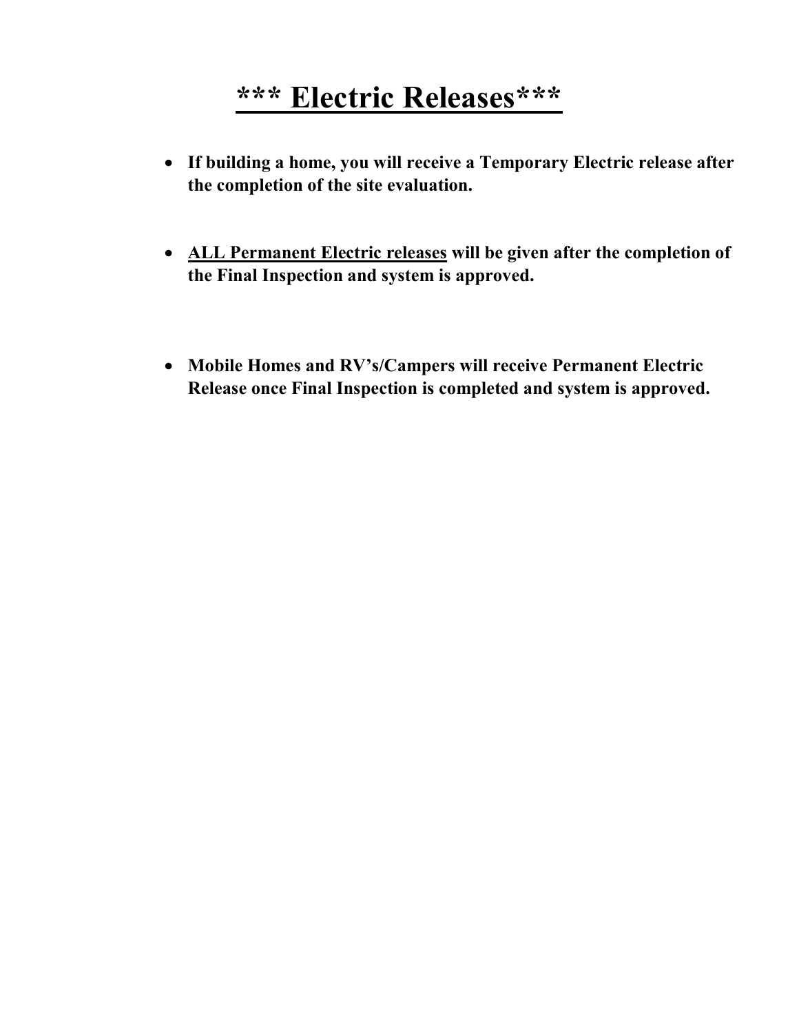# *** Electric Releases***

- **If building a home, you will receive a Temporary Electric release after the completion of the site evaluation.**

- **<u>ALL Permanent Electric releases</u> will be given after the completion of the Final Inspection and system is approved.**

- **Mobile Homes and RV's/Campers will receive Permanent Electric Release once Final Inspection is completed and system is approved.**